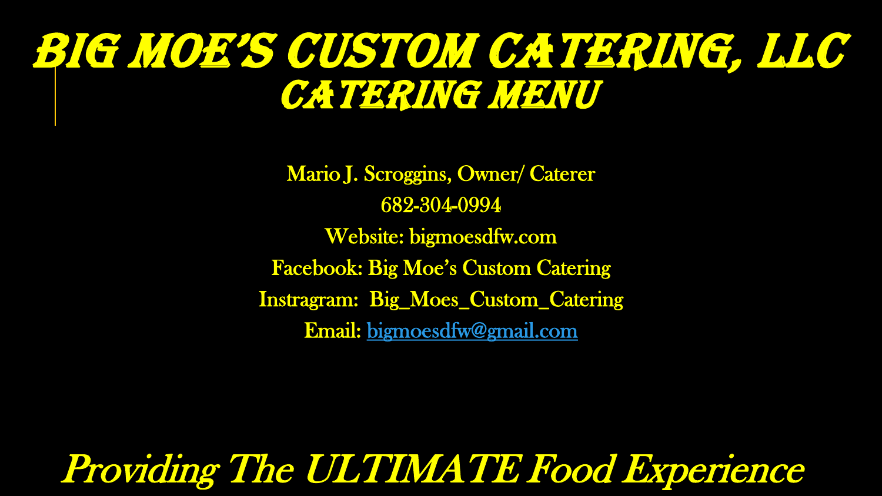# Big Moe's Custom Catering, LLC
## Catering Menu

Mario J. Scroggins, Owner/ Caterer

682-304-0994

Website: bigmoesdfw.com

Facebook: Big Moe's Custom Catering

Instragram:  Big_Moes_Custom_Catering

Email: bigmoesdfw@gmail.com

*Providing The ULTIMATE Food Experience*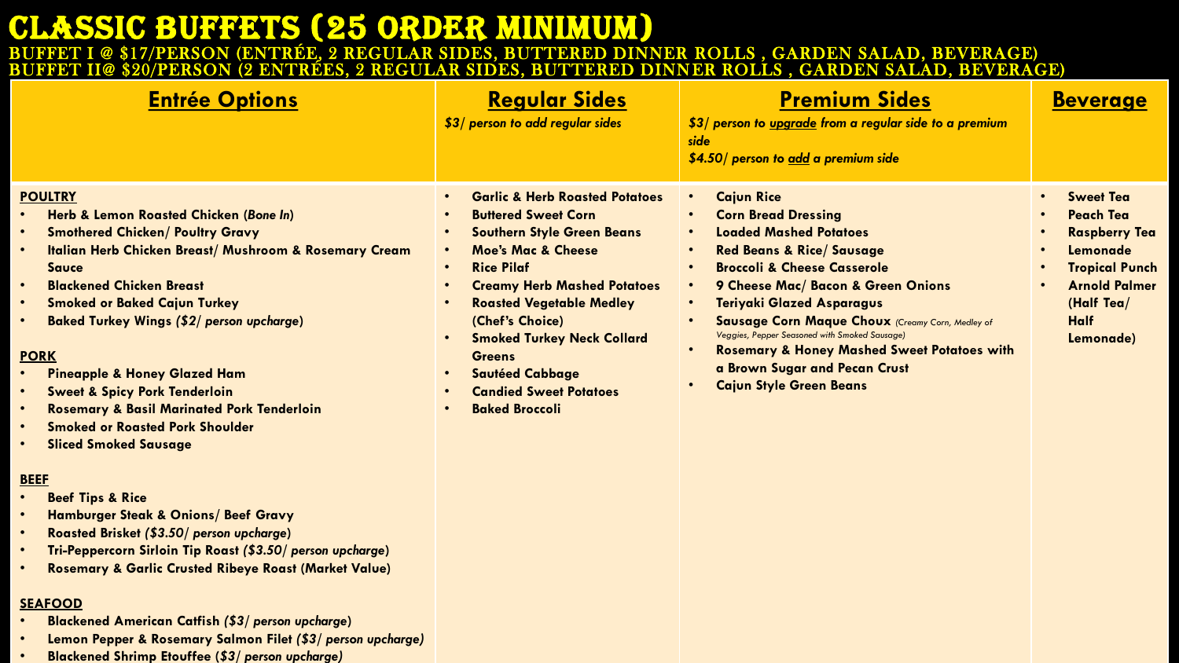# CLASSIC BUFFETS (25 ORDER MINIMUM)

**BUFFET I @ $17/PERSON (ENTRÉE, 2 REGULAR SIDES, BUTTERED DINNER ROLLS , GARDEN SALAD, BEVERAGE)**
**BUFFET II@ $20/PERSON (2 ENTRÉES, 2 REGULAR SIDES, BUTTERED DINNER ROLLS , GARDEN SALAD, BEVERAGE)**

## Entrée Options

**POULTRY**

- **Herb & Lemon Roasted Chicken (*Bone In*)**
- **Smothered Chicken/ Poultry Gravy**
- **Italian Herb Chicken Breast/ Mushroom & Rosemary Cream Sauce**
- **Blackened Chicken Breast**
- **Smoked or Baked Cajun Turkey**
- **Baked Turkey Wings *($2/ person upcharge)***

**PORK**

- **Pineapple & Honey Glazed Ham**
- **Sweet & Spicy Pork Tenderloin**
- **Rosemary & Basil Marinated Pork Tenderloin**
- **Smoked or Roasted Pork Shoulder**
- **Sliced Smoked Sausage**

**BEEF**

- **Beef Tips & Rice**
- **Hamburger Steak & Onions/ Beef Gravy**
- **Roasted Brisket *($3.50/ person upcharge)***
- **Tri-Peppercorn Sirloin Tip Roast *($3.50/ person upcharge)***
- **Rosemary & Garlic Crusted Ribeye Roast (Market Value)**

**SEAFOOD**

- **Blackened American Catfish *($3/ person upcharge)***
- **Lemon Pepper & Rosemary Salmon Filet *($3/ person upcharge)***
- **Blackened Shrimp Etouffee *($3/ person upcharge)***

## Regular Sides

***$3/ person to add regular sides***

- **Garlic & Herb Roasted Potatoes**
- **Buttered Sweet Corn**
- **Southern Style Green Beans**
- **Moe's Mac & Cheese**
- **Rice Pilaf**
- **Creamy Herb Mashed Potatoes**
- **Roasted Vegetable Medley (Chef's Choice)**
- **Smoked Turkey Neck Collard Greens**
- **Sautéed Cabbage**
- **Candied Sweet Potatoes**
- **Baked Broccoli**

## Premium Sides

***$3/ person to upgrade from a regular side to a premium side***
***$4.50/ person to add a premium side***

- **Cajun Rice**
- **Corn Bread Dressing**
- **Loaded Mashed Potatoes**
- **Red Beans & Rice/ Sausage**
- **Broccoli & Cheese Casserole**
- **9 Cheese Mac/ Bacon & Green Onions**
- **Teriyaki Glazed Asparagus**
- **Sausage Corn Maque Choux** *(Creamy Corn, Medley of Veggies, Pepper Seasoned with Smoked Sausage)*
- **Rosemary & Honey Mashed Sweet Potatoes with a Brown Sugar and Pecan Crust**
- **Cajun Style Green Beans**

## Beverage

- **Sweet Tea**
- **Peach Tea**
- **Raspberry Tea**
- **Lemonade**
- **Tropical Punch**
- **Arnold Palmer (Half Tea/ Half Lemonade)**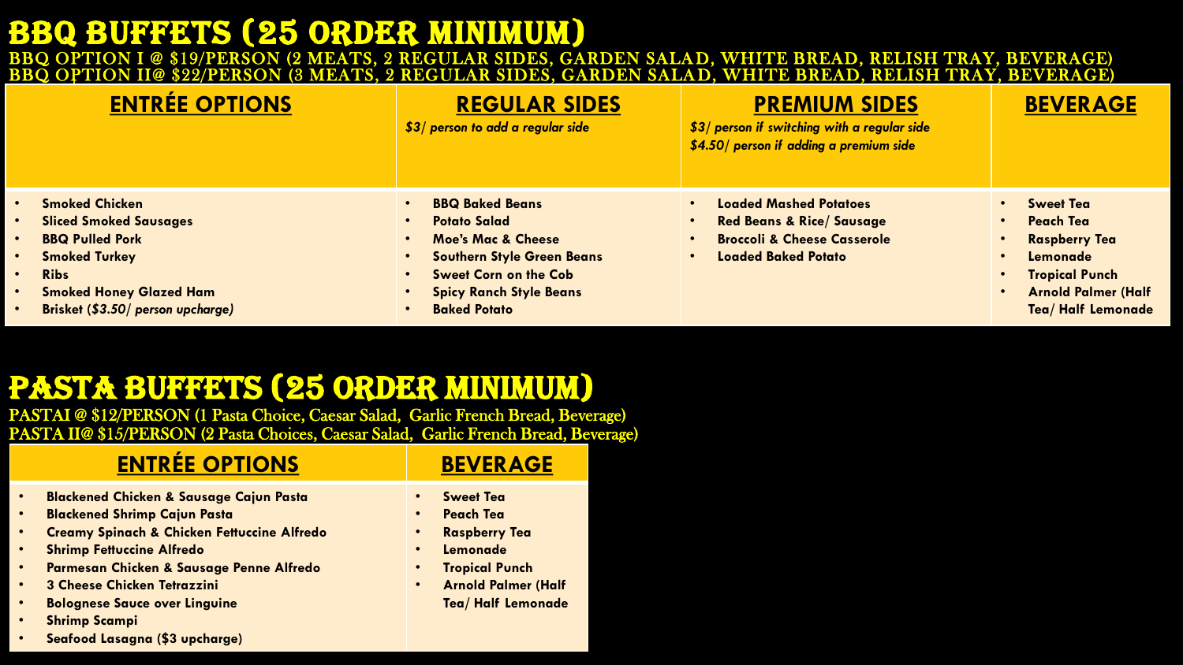# BBQ BUFFETS (25 ORDER MINIMUM)

**BBQ OPTION I @ $19/PERSON (2 MEATS, 2 REGULAR SIDES, GARDEN SALAD, WHITE BREAD, RELISH TRAY, BEVERAGE)**
**BBQ OPTION II@ $22/PERSON (3 MEATS, 2 REGULAR SIDES, GARDEN SALAD, WHITE BREAD, RELISH TRAY, BEVERAGE)**

| ENTRÉE OPTIONS | REGULAR SIDES<br>*$3/ person to add a regular side* | PREMIUM SIDES<br>*$3/ person if switching with a regular side*<br>*$4.50/ person if adding a premium side* | BEVERAGE |
|---|---|---|---|
| • Smoked Chicken<br>• Sliced Smoked Sausages<br>• BBQ Pulled Pork<br>• Smoked Turkey<br>• Ribs<br>• Smoked Honey Glazed Ham<br>• Brisket (*$3.50/ person upcharge)* | • BBQ Baked Beans<br>• Potato Salad<br>• Moe's Mac & Cheese<br>• Southern Style Green Beans<br>• Sweet Corn on the Cob<br>• Spicy Ranch Style Beans<br>• Baked Potato | • Loaded Mashed Potatoes<br>• Red Beans & Rice/ Sausage<br>• Broccoli & Cheese Casserole<br>• Loaded Baked Potato | • Sweet Tea<br>• Peach Tea<br>• Raspberry Tea<br>• Lemonade<br>• Tropical Punch<br>• Arnold Palmer (Half Tea/ Half Lemonade |

# PASTA BUFFETS (25 ORDER MINIMUM)

PASTAI @ $12/PERSON (1 Pasta Choice, Caesar Salad, Garlic French Bread, Beverage)
PASTA II@ $15/PERSON (2 Pasta Choices, Caesar Salad, Garlic French Bread, Beverage)

| ENTRÉE OPTIONS | BEVERAGE |
|---|---|
| • Blackened Chicken & Sausage Cajun Pasta<br>• Blackened Shrimp Cajun Pasta<br>• Creamy Spinach & Chicken Fettuccine Alfredo<br>• Shrimp Fettuccine Alfredo<br>• Parmesan Chicken & Sausage Penne Alfredo<br>• 3 Cheese Chicken Tetrazzini<br>• Bolognese Sauce over Linguine<br>• Shrimp Scampi<br>• Seafood Lasagna ($3 upcharge) | • Sweet Tea<br>• Peach Tea<br>• Raspberry Tea<br>• Lemonade<br>• Tropical Punch<br>• Arnold Palmer (Half Tea/ Half Lemonade |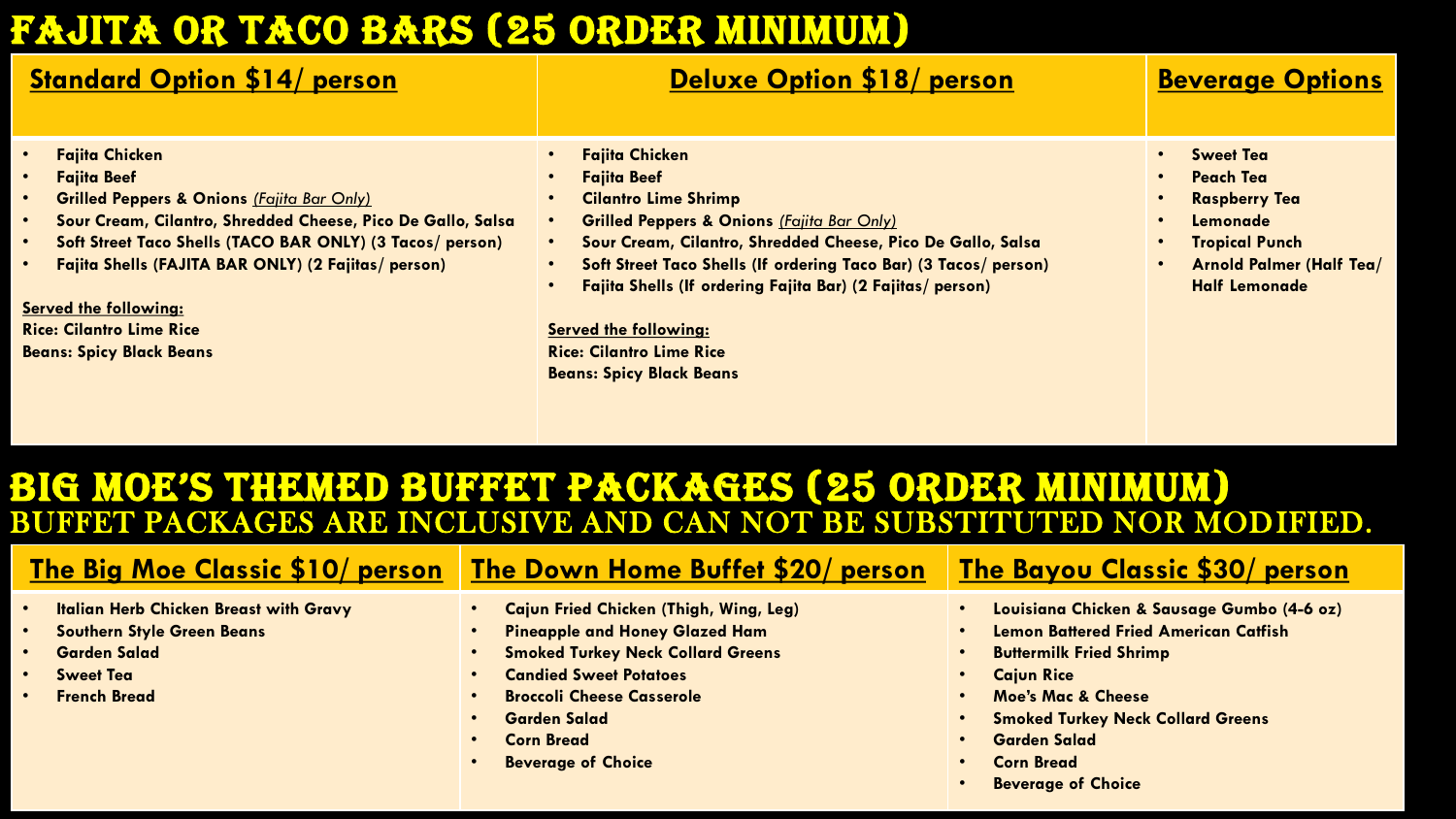# FAJITA OR TACO BARS (25 ORDER MINIMUM)

## Standard Option $14/ person

- **Fajita Chicken**
- **Fajita Beef**
- **Grilled Peppers & Onions** *Fajita Bar Only)*
- **Sour Cream, Cilantro, Shredded Cheese, Pico De Gallo, Salsa**
- **Soft Street Taco Shells (TACO BAR ONLY) (3 Tacos/ person)**
- **Fajita Shells (FAJITA BAR ONLY) (2 Fajitas/ person)**

**Served the following:**
**Rice: Cilantro Lime Rice**
**Beans: Spicy Black Beans**

## Deluxe Option $18/ person

- **Fajita Chicken**
- **Fajita Beef**
- **Cilantro Lime Shrimp**
- **Grilled Peppers & Onions** *(Fajita Bar Only)*
- **Sour Cream, Cilantro, Shredded Cheese, Pico De Gallo, Salsa**
- **Soft Street Taco Shells (If ordering Taco Bar) (3 Tacos/ person)**
- **Fajita Shells (If ordering Fajita Bar) (2 Fajitas/ person)**

**Served the following:**
**Rice: Cilantro Lime Rice**
**Beans: Spicy Black Beans**

## Beverage Options

- **Sweet Tea**
- **Peach Tea**
- **Raspberry Tea**
- **Lemonade**
- **Tropical Punch**
- **Arnold Palmer (Half Tea/ Half Lemonade**

# BIG MOE'S THEMED BUFFET PACKAGES (25 ORDER MINIMUM)

## BUFFET PACKAGES ARE INCLUSIVE AND CAN NOT BE SUBSTITUTED NOR MODIFIED.

## The Big Moe Classic $10/ person

- **Italian Herb Chicken Breast with Gravy**
- **Southern Style Green Beans**
- **Garden Salad**
- **Sweet Tea**
- **French Bread**

## The Down Home Buffet $20/ person

- **Cajun Fried Chicken (Thigh, Wing, Leg)**
- **Pineapple and Honey Glazed Ham**
- **Smoked Turkey Neck Collard Greens**
- **Candied Sweet Potatoes**
- **Broccoli Cheese Casserole**
- **Garden Salad**
- **Corn Bread**
- **Beverage of Choice**

## The Bayou Classic $30/ person

- **Louisiana Chicken & Sausage Gumbo (4-6 oz)**
- **Lemon Battered Fried American Catfish**
- **Buttermilk Fried Shrimp**
- **Cajun Rice**
- **Moe's Mac & Cheese**
- **Smoked Turkey Neck Collard Greens**
- **Garden Salad**
- **Corn Bread**
- **Beverage of Choice**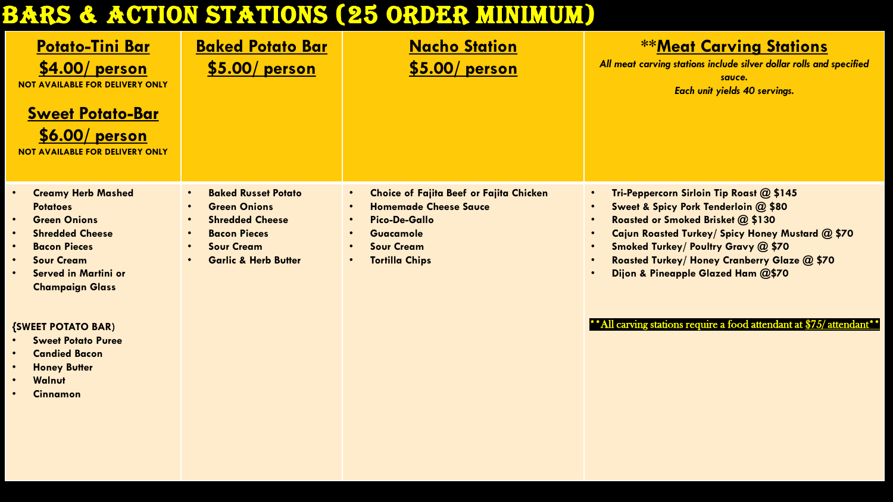# BARS & ACTION STATIONS (25 ORDER MINIMUM)

## Potato-Tini Bar
**$4.00/ person**

**NOT AVAILABLE FOR DELIVERY ONLY**

## Sweet Potato-Bar
**$6.00/ person**

**NOT AVAILABLE FOR DELIVERY ONLY**

- **Creamy Herb Mashed Potatoes**
- **Green Onions**
- **Shredded Cheese**
- **Bacon Pieces**
- **Sour Cream**
- **Served in Martini or Champaign Glass**

**{SWEET POTATO BAR)**

- **Sweet Potato Puree**
- **Candied Bacon**
- **Honey Butter**
- **Walnut**
- **Cinnamon**

## Baked Potato Bar
**$5.00/ person**

- **Baked Russet Potato**
- **Green Onions**
- **Shredded Cheese**
- **Bacon Pieces**
- **Sour Cream**
- **Garlic & Herb Butter**

## Nacho Station
**$5.00/ person**

- **Choice of Fajita Beef or Fajita Chicken**
- **Homemade Cheese Sauce**
- **Pico-De-Gallo**
- **Guacamole**
- **Sour Cream**
- **Tortilla Chips**

## **Meat Carving Stations

*All meat carving stations include silver dollar rolls and specified sauce.*
*Each unit yields 40 servings.*

- **Tri-Peppercorn Sirloin Tip Roast @ $145**
- **Sweet & Spicy Pork Tenderloin @ $80**
- **Roasted or Smoked Brisket @ $130**
- **Cajun Roasted Turkey/ Spicy Honey Mustard @ $70**
- **Smoked Turkey/ Poultry Gravy @ $70**
- **Roasted Turkey/ Honey Cranberry Glaze @ $70**
- **Dijon & Pineapple Glazed Ham @$70**

**All carving stations require a food attendant at $75/ attendant**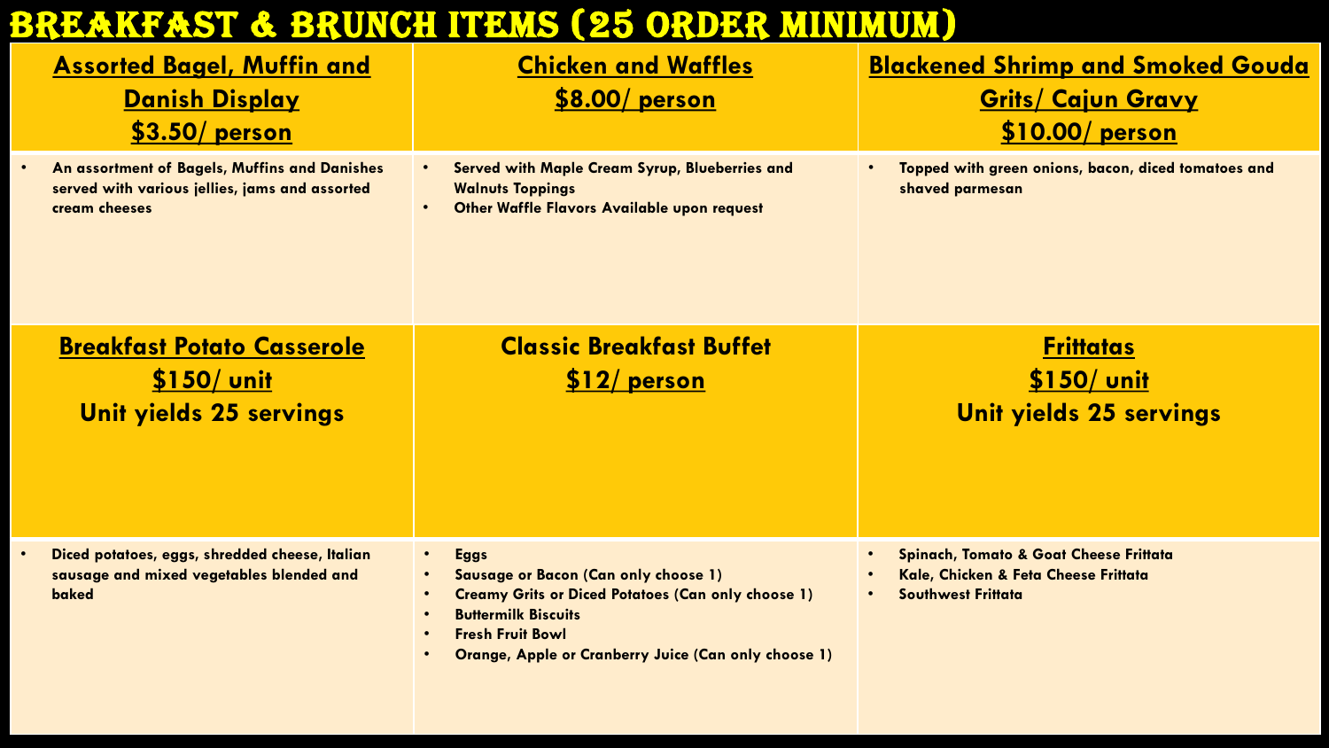# BREAKFAST & BRUNCH ITEMS (25 ORDER MINIMUM)

## Assorted Bagel, Muffin and Danish Display
**$3.50/ person**

- An assortment of Bagels, Muffins and Danishes served with various jellies, jams and assorted cream cheeses

## Chicken and Waffles
**$8.00/ person**

- Served with Maple Cream Syrup, Blueberries and Walnuts Toppings
- Other Waffle Flavors Available upon request

## Blackened Shrimp and Smoked Gouda Grits/ Cajun Gravy
**$10.00/ person**

- Topped with green onions, bacon, diced tomatoes and shaved parmesan

## Breakfast Potato Casserole
**$150/ unit**

**Unit yields 25 servings**

- Diced potatoes, eggs, shredded cheese, Italian sausage and mixed vegetables blended and baked

## Classic Breakfast Buffet
**$12/ person**

- Eggs
- Sausage or Bacon (Can only choose 1)
- Creamy Grits or Diced Potatoes (Can only choose 1)
- Buttermilk Biscuits
- Fresh Fruit Bowl
- Orange, Apple or Cranberry Juice (Can only choose 1)

## Frittatas
**$150/ unit**

**Unit yields 25 servings**

- Spinach, Tomato & Goat Cheese Frittata
- Kale, Chicken & Feta Cheese Frittata
- Southwest Frittata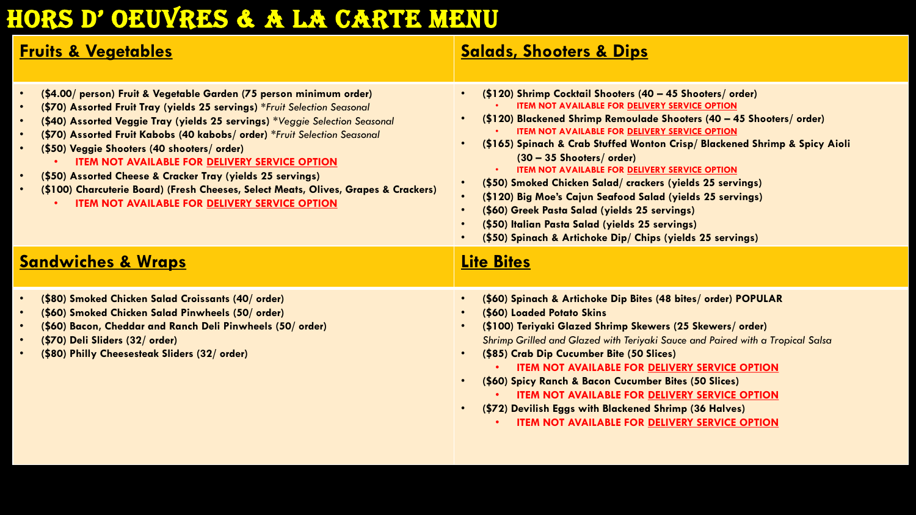# HORS D' OEUVRES & A LA CARTE MENU

## Fruits & Vegetables

- **($4.00/ person) Fruit & Vegetable Garden (75 person minimum order)**
- **($70) Assorted Fruit Tray (yields 25 servings)** *\*Fruit Selection Seasonal*
- **($40) Assorted Veggie Tray (yields 25 servings)** *\*Veggie Selection Seasonal*
- **($70) Assorted Fruit Kabobs (40 kabobs/ order)** *\*Fruit Selection Seasonal*
- **($50) Veggie Shooters (40 shooters/ order)**
  - **ITEM NOT AVAILABLE FOR DELIVERY SERVICE OPTION**
- **($50) Assorted Cheese & Cracker Tray (yields 25 servings)**
- **($100) Charcuterie Board) (Fresh Cheeses, Select Meats, Olives, Grapes & Crackers)**
  - **ITEM NOT AVAILABLE FOR DELIVERY SERVICE OPTION**

## Salads, Shooters & Dips

- **($120) Shrimp Cocktail Shooters (40 – 45 Shooters/ order)**
  - **ITEM NOT AVAILABLE FOR DELIVERY SERVICE OPTION**
- **($120) Blackened Shrimp Remoulade Shooters (40 – 45 Shooters/ order)**
  - **ITEM NOT AVAILABLE FOR DELIVERY SERVICE OPTION**
- **($165) Spinach & Crab Stuffed Wonton Crisp/ Blackened Shrimp & Spicy Aioli (30 – 35 Shooters/ order)**
  - **ITEM NOT AVAILABLE FOR DELIVERY SERVICE OPTION**
- **($50) Smoked Chicken Salad/ crackers (yields 25 servings)**
- **($120) Big Moe's Cajun Seafood Salad (yields 25 servings)**
- **($60) Greek Pasta Salad (yields 25 servings)**
- **($50) Italian Pasta Salad (yields 25 servings)**
- **($50) Spinach & Artichoke Dip/ Chips (yields 25 servings)**

## Sandwiches & Wraps

- **($80) Smoked Chicken Salad Croissants (40/ order)**
- **($60) Smoked Chicken Salad Pinwheels (50/ order)**
- **($60) Bacon, Cheddar and Ranch Deli Pinwheels (50/ order)**
- **($70) Deli Sliders (32/ order)**
- **($80) Philly Cheesesteak Sliders (32/ order)**

## Lite Bites

- **($60) Spinach & Artichoke Dip Bites (48 bites/ order) POPULAR**
- **($60) Loaded Potato Skins**
- **($100) Teriyaki Glazed Shrimp Skewers (25 Skewers/ order)**
  *Shrimp Grilled and Glazed with Teriyaki Sauce and Paired with a Tropical Salsa*
- **($85) Crab Dip Cucumber Bite (50 Slices)**
  - **ITEM NOT AVAILABLE FOR DELIVERY SERVICE OPTION**
- **($60) Spicy Ranch & Bacon Cucumber Bites (50 Slices)**
  - **ITEM NOT AVAILABLE FOR DELIVERY SERVICE OPTION**
- **($72) Devilish Eggs with Blackened Shrimp (36 Halves)**
  - **ITEM NOT AVAILABLE FOR DELIVERY SERVICE OPTION**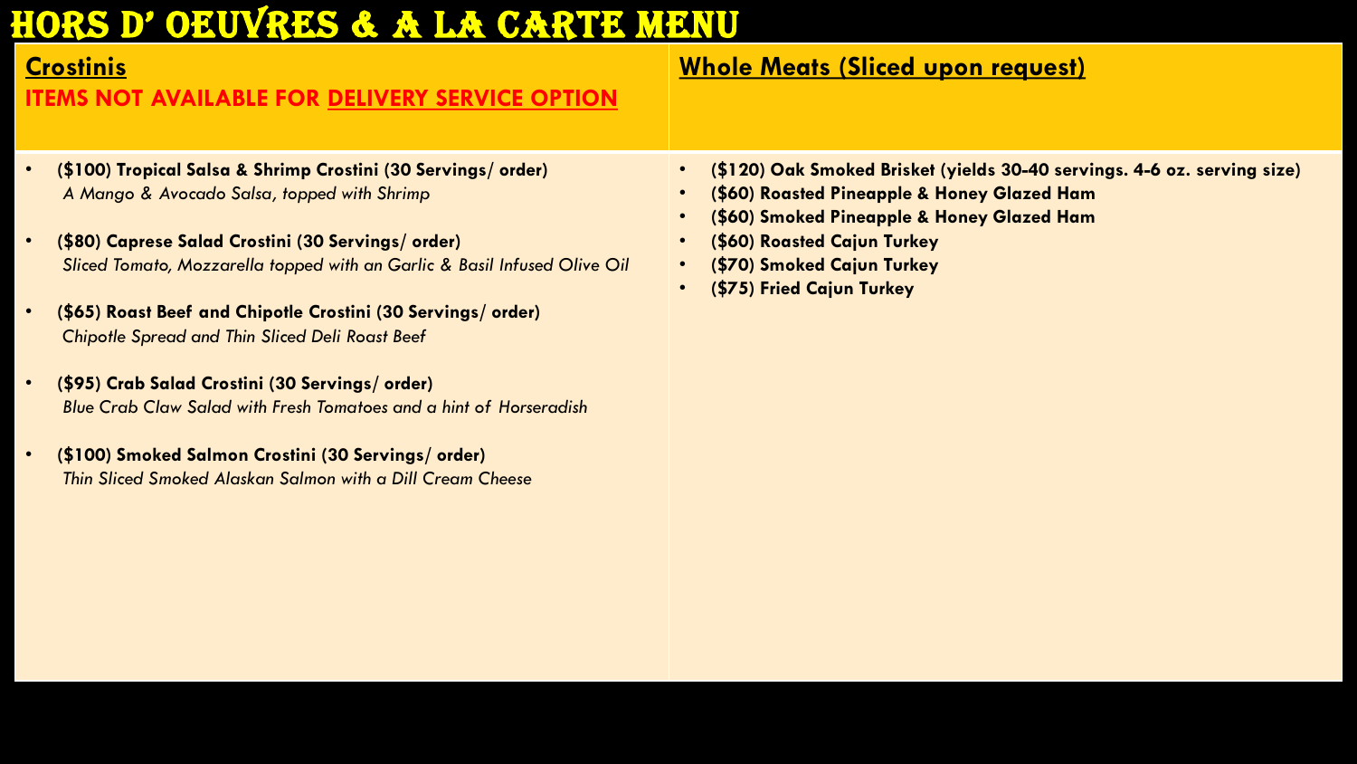# HORS D' OEUVRES & A LA CARTE MENU

## Crostinis

**ITEMS NOT AVAILABLE FOR DELIVERY SERVICE OPTION**

- **($100) Tropical Salsa & Shrimp Crostini (30 Servings/ order)**
  *A Mango & Avocado Salsa, topped with Shrimp*
- **($80) Caprese Salad Crostini (30 Servings/ order)**
  *Sliced Tomato, Mozzarella topped with an Garlic & Basil Infused Olive Oil*
- **($65) Roast Beef and Chipotle Crostini (30 Servings/ order)**
  *Chipotle Spread and Thin Sliced Deli Roast Beef*
- **($95) Crab Salad Crostini (30 Servings/ order)**
  *Blue Crab Claw Salad with Fresh Tomatoes and a hint of Horseradish*
- **($100) Smoked Salmon Crostini (30 Servings/ order)**
  *Thin Sliced Smoked Alaskan Salmon with a Dill Cream Cheese*

## Whole Meats (Sliced upon request)

- **($120) Oak Smoked Brisket (yields 30-40 servings. 4-6 oz. serving size)**
- **($60) Roasted Pineapple & Honey Glazed Ham**
- **($60) Smoked Pineapple & Honey Glazed Ham**
- **($60) Roasted Cajun Turkey**
- **($70) Smoked Cajun Turkey**
- **($75) Fried Cajun Turkey**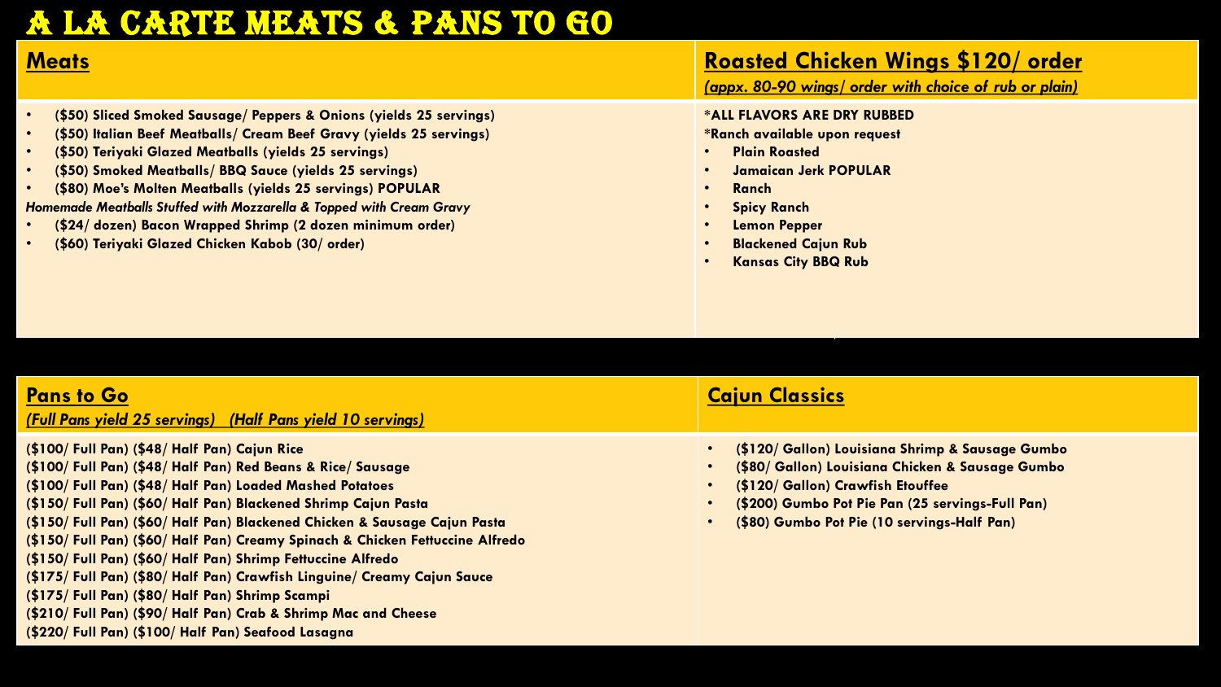# A LA CARTE MEATS & PANS TO GO

## Meats

- **($50) Sliced Smoked Sausage/ Peppers & Onions (yields 25 servings)**
- **($50) Italian Beef Meatballs/ Cream Beef Gravy (yields 25 servings)**
- **($50) Teriyaki Glazed Meatballs (yields 25 servings)**
- **($50) Smoked Meatballs/ BBQ Sauce (yields 25 servings)**
- **($80) Moe's Molten Meatballs (yields 25 servings) POPULAR**

***Homemade Meatballs Stuffed with Mozzarella & Topped with Cream Gravy***

- **($24/ dozen) Bacon Wrapped Shrimp (2 dozen minimum order)**
- **($60) Teriyaki Glazed Chicken Kabob (30/ order)**

## Roasted Chicken Wings $120/ order

*(appx. 80-90 wings/ order with choice of rub or plain)*

**\*ALL FLAVORS ARE DRY RUBBED**

**\*Ranch available upon request**

- **Plain Roasted**
- **Jamaican Jerk POPULAR**
- **Ranch**
- **Spicy Ranch**
- **Lemon Pepper**
- **Blackened Cajun Rub**
- **Kansas City BBQ Rub**

## Pans to Go

*(Full Pans yield 25 servings) (Half Pans yield 10 servings)*

**($100/ Full Pan) ($48/ Half Pan) Cajun Rice**
**($100/ Full Pan) ($48/ Half Pan) Red Beans & Rice/ Sausage**
**($100/ Full Pan) ($48/ Half Pan) Loaded Mashed Potatoes**
**($150/ Full Pan) ($60/ Half Pan) Blackened Shrimp Cajun Pasta**
**($150/ Full Pan) ($60/ Half Pan) Blackened Chicken & Sausage Cajun Pasta**
**($150/ Full Pan) ($60/ Half Pan) Creamy Spinach & Chicken Fettuccine Alfredo**
**($150/ Full Pan) ($60/ Half Pan) Shrimp Fettuccine Alfredo**
**($175/ Full Pan) ($80/ Half Pan) Crawfish Linguine/ Creamy Cajun Sauce**
**($175/ Full Pan) ($80/ Half Pan) Shrimp Scampi**
**($210/ Full Pan) ($90/ Half Pan) Crab & Shrimp Mac and Cheese**
**($220/ Full Pan) ($100/ Half Pan) Seafood Lasagna**

## Cajun Classics

- **($120/ Gallon) Louisiana Shrimp & Sausage Gumbo**
- **($80/ Gallon) Louisiana Chicken & Sausage Gumbo**
- **($120/ Gallon) Crawfish Etouffee**
- **($200) Gumbo Pot Pie Pan (25 servings-Full Pan)**
- **($80) Gumbo Pot Pie (10 servings-Half Pan)**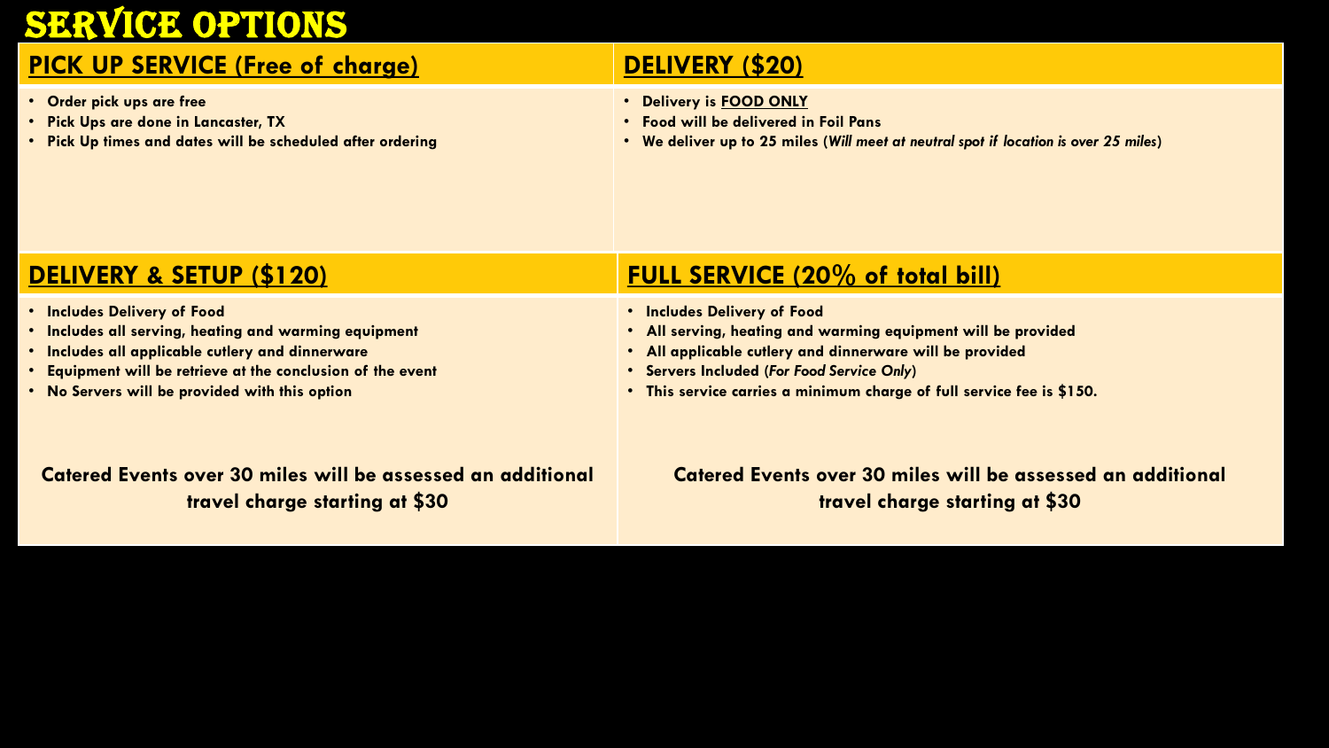# SERVICE OPTIONS

## PICK UP SERVICE (Free of charge)

- **Order pick ups are free**
- **Pick Ups are done in Lancaster, TX**
- **Pick Up times and dates will be scheduled after ordering**

## DELIVERY ($20)

- **Delivery is FOOD ONLY**
- **Food will be delivered in Foil Pans**
- **We deliver up to 25 miles (*Will meet at neutral spot if location is over 25 miles*)**

## DELIVERY & SETUP ($120)

- **Includes Delivery of Food**
- **Includes all serving, heating and warming equipment**
- **Includes all applicable cutlery and dinnerware**
- **Equipment will be retrieve at the conclusion of the event**
- **No Servers will be provided with this option**

**Catered Events over 30 miles will be assessed an additional travel charge starting at $30**

## FULL SERVICE (20% of total bill)

- **Includes Delivery of Food**
- **All serving, heating and warming equipment will be provided**
- **All applicable cutlery and dinnerware will be provided**
- **Servers Included (*For Food Service Only*)**
- **This service carries a minimum charge of full service fee is $150.**

**Catered Events over 30 miles will be assessed an additional travel charge starting at $30**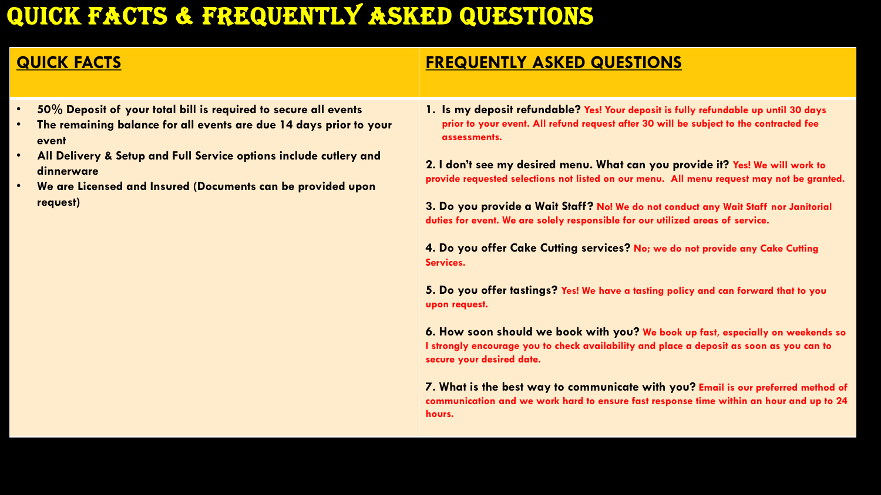# QUICK FACTS & FREQUENTLY ASKED QUESTIONS

## QUICK FACTS

- **50% Deposit of your total bill is required to secure all events**
- **The remaining balance for all events are due 14 days prior to your event**
- **All Delivery & Setup and Full Service options include cutlery and dinnerware**
- **We are Licensed and Insured (Documents can be provided upon request)**

## FREQUENTLY ASKED QUESTIONS

1. **Is my deposit refundable?** **Yes! Your deposit is fully refundable up until 30 days prior to your event. All refund request after 30 will be subject to the contracted fee assessments.**

**2. I don't see my desired menu. What can you provide it?** **Yes! We will work to provide requested selections not listed on our menu. All menu request may not be granted.**

**3. Do you provide a Wait Staff?** **No! We do not conduct any Wait Staff nor Janitorial duties for event. We are solely responsible for our utilized areas of service.**

**4. Do you offer Cake Cutting services?** **No; we do not provide any Cake Cutting Services.**

**5. Do you offer tastings?** **Yes! We have a tasting policy and can forward that to you upon request.**

**6. How soon should we book with you?** **We book up fast, especially on weekends so I strongly encourage you to check availability and place a deposit as soon as you can to secure your desired date.**

**7. What is the best way to communicate with you?** **Email is our preferred method of communication and we work hard to ensure fast response time within an hour and up to 24 hours.**